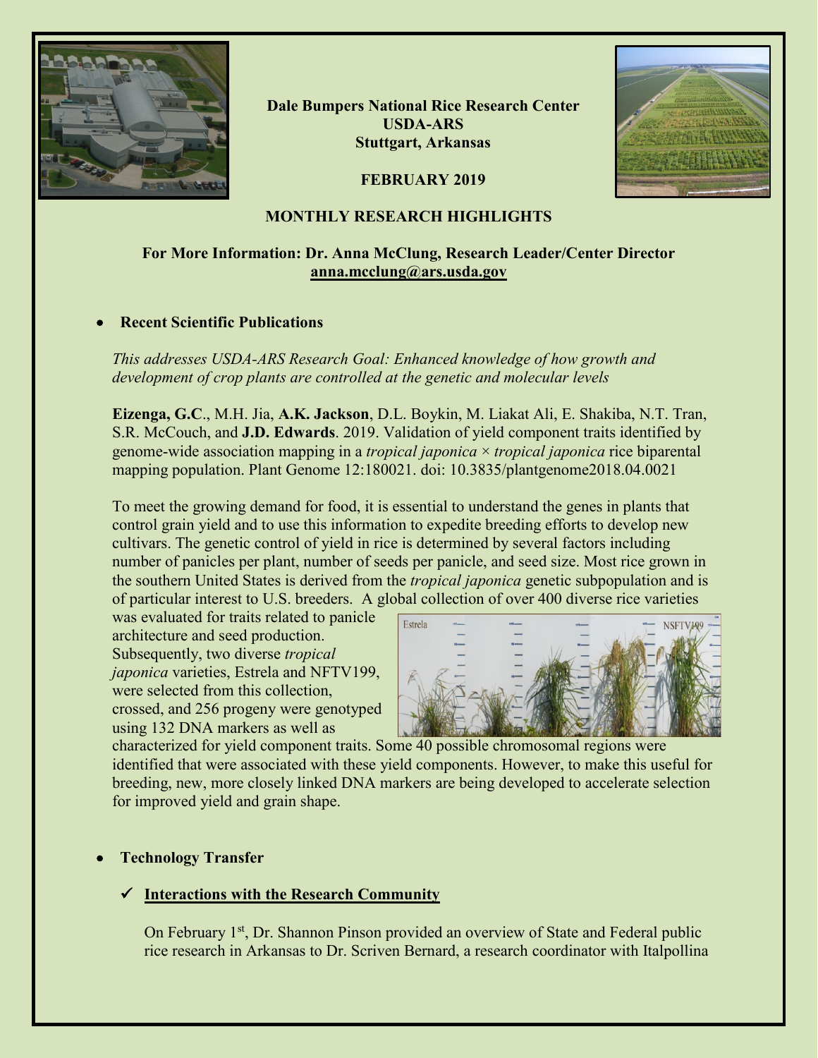**Dale Bumpers National Rice Research Center**
**USDA-ARS**
**Stuttgart, Arkansas**

**FEBRUARY 2019**

**MONTHLY RESEARCH HIGHLIGHTS**

**For More Information: Dr. Anna McClung, Research Leader/Center Director**
**anna.mcclung@ars.usda.gov**

- **Recent Scientific Publications**

*This addresses USDA-ARS Research Goal: Enhanced knowledge of how growth and development of crop plants are controlled at the genetic and molecular levels*

**Eizenga, G.C**., M.H. Jia, **A.K. Jackson**, D.L. Boykin, M. Liakat Ali, E. Shakiba, N.T. Tran, S.R. McCouch, and **J.D. Edwards**. 2019. Validation of yield component traits identified by genome-wide association mapping in a *tropical japonica* × *tropical japonica* rice biparental mapping population. Plant Genome 12:180021. doi: 10.3835/plantgenome2018.04.0021

To meet the growing demand for food, it is essential to understand the genes in plants that control grain yield and to use this information to expedite breeding efforts to develop new cultivars. The genetic control of yield in rice is determined by several factors including number of panicles per plant, number of seeds per panicle, and seed size. Most rice grown in the southern United States is derived from the *tropical japonica* genetic subpopulation and is of particular interest to U.S. breeders. A global collection of over 400 diverse rice varieties was evaluated for traits related to panicle architecture and seed production. Subsequently, two diverse *tropical japonica* varieties, Estrela and NFTV199, were selected from this collection, crossed, and 256 progeny were genotyped using 132 DNA markers as well as characterized for yield component traits. Some 40 possible chromosomal regions were identified that were associated with these yield components. However, to make this useful for breeding, new, more closely linked DNA markers are being developed to accelerate selection for improved yield and grain shape.

- **Technology Transfer**

  - ✓ **Interactions with the Research Community**

    On February 1st, Dr. Shannon Pinson provided an overview of State and Federal public rice research in Arkansas to Dr. Scriven Bernard, a research coordinator with Italpollina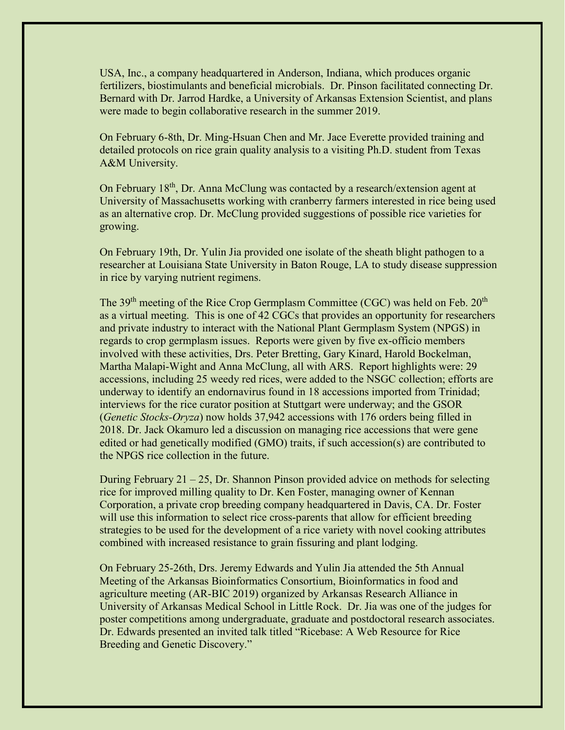USA, Inc., a company headquartered in Anderson, Indiana, which produces organic fertilizers, biostimulants and beneficial microbials. Dr. Pinson facilitated connecting Dr. Bernard with Dr. Jarrod Hardke, a University of Arkansas Extension Scientist, and plans were made to begin collaborative research in the summer 2019.

On February 6-8th, Dr. Ming-Hsuan Chen and Mr. Jace Everette provided training and detailed protocols on rice grain quality analysis to a visiting Ph.D. student from Texas A&M University.

On February 18th, Dr. Anna McClung was contacted by a research/extension agent at University of Massachusetts working with cranberry farmers interested in rice being used as an alternative crop. Dr. McClung provided suggestions of possible rice varieties for growing.

On February 19th, Dr. Yulin Jia provided one isolate of the sheath blight pathogen to a researcher at Louisiana State University in Baton Rouge, LA to study disease suppression in rice by varying nutrient regimens.

The 39th meeting of the Rice Crop Germplasm Committee (CGC) was held on Feb. 20th as a virtual meeting. This is one of 42 CGCs that provides an opportunity for researchers and private industry to interact with the National Plant Germplasm System (NPGS) in regards to crop germplasm issues. Reports were given by five ex-officio members involved with these activities, Drs. Peter Bretting, Gary Kinard, Harold Bockelman, Martha Malapi-Wight and Anna McClung, all with ARS. Report highlights were: 29 accessions, including 25 weedy red rices, were added to the NSGC collection; efforts are underway to identify an endornavirus found in 18 accessions imported from Trinidad; interviews for the rice curator position at Stuttgart were underway; and the GSOR (*Genetic Stocks-Oryza*) now holds 37,942 accessions with 176 orders being filled in 2018. Dr. Jack Okamuro led a discussion on managing rice accessions that were gene edited or had genetically modified (GMO) traits, if such accession(s) are contributed to the NPGS rice collection in the future.

During February 21 – 25, Dr. Shannon Pinson provided advice on methods for selecting rice for improved milling quality to Dr. Ken Foster, managing owner of Kennan Corporation, a private crop breeding company headquartered in Davis, CA. Dr. Foster will use this information to select rice cross-parents that allow for efficient breeding strategies to be used for the development of a rice variety with novel cooking attributes combined with increased resistance to grain fissuring and plant lodging.

On February 25-26th, Drs. Jeremy Edwards and Yulin Jia attended the 5th Annual Meeting of the Arkansas Bioinformatics Consortium, Bioinformatics in food and agriculture meeting (AR-BIC 2019) organized by Arkansas Research Alliance in University of Arkansas Medical School in Little Rock. Dr. Jia was one of the judges for poster competitions among undergraduate, graduate and postdoctoral research associates. Dr. Edwards presented an invited talk titled "Ricebase: A Web Resource for Rice Breeding and Genetic Discovery."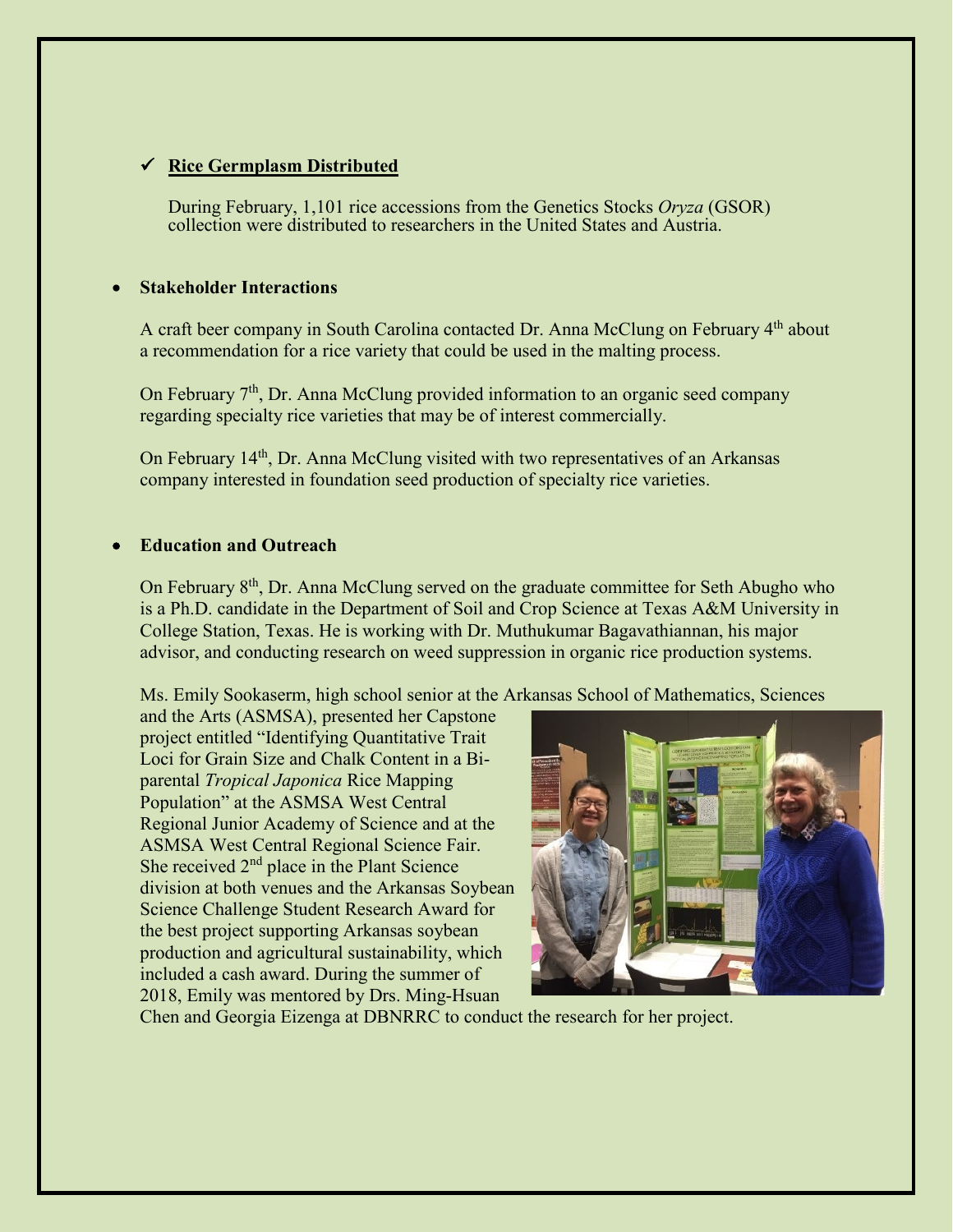## ✓ Rice Germplasm Distributed

During February, 1,101 rice accessions from the Genetics Stocks *Oryza* (GSOR) collection were distributed to researchers in the United States and Austria.

- **Stakeholder Interactions**

A craft beer company in South Carolina contacted Dr. Anna McClung on February 4th about a recommendation for a rice variety that could be used in the malting process.

On February 7th, Dr. Anna McClung provided information to an organic seed company regarding specialty rice varieties that may be of interest commercially.

On February 14th, Dr. Anna McClung visited with two representatives of an Arkansas company interested in foundation seed production of specialty rice varieties.

- **Education and Outreach**

On February 8th, Dr. Anna McClung served on the graduate committee for Seth Abugho who is a Ph.D. candidate in the Department of Soil and Crop Science at Texas A&M University in College Station, Texas. He is working with Dr. Muthukumar Bagavathiannan, his major advisor, and conducting research on weed suppression in organic rice production systems.

Ms. Emily Sookaserm, high school senior at the Arkansas School of Mathematics, Sciences and the Arts (ASMSA), presented her Capstone project entitled "Identifying Quantitative Trait Loci for Grain Size and Chalk Content in a Bi-parental *Tropical Japonica* Rice Mapping Population" at the ASMSA West Central Regional Junior Academy of Science and at the ASMSA West Central Regional Science Fair. She received 2nd place in the Plant Science division at both venues and the Arkansas Soybean Science Challenge Student Research Award for the best project supporting Arkansas soybean production and agricultural sustainability, which included a cash award. During the summer of 2018, Emily was mentored by Drs. Ming-Hsuan Chen and Georgia Eizenga at DBNRRC to conduct the research for her project.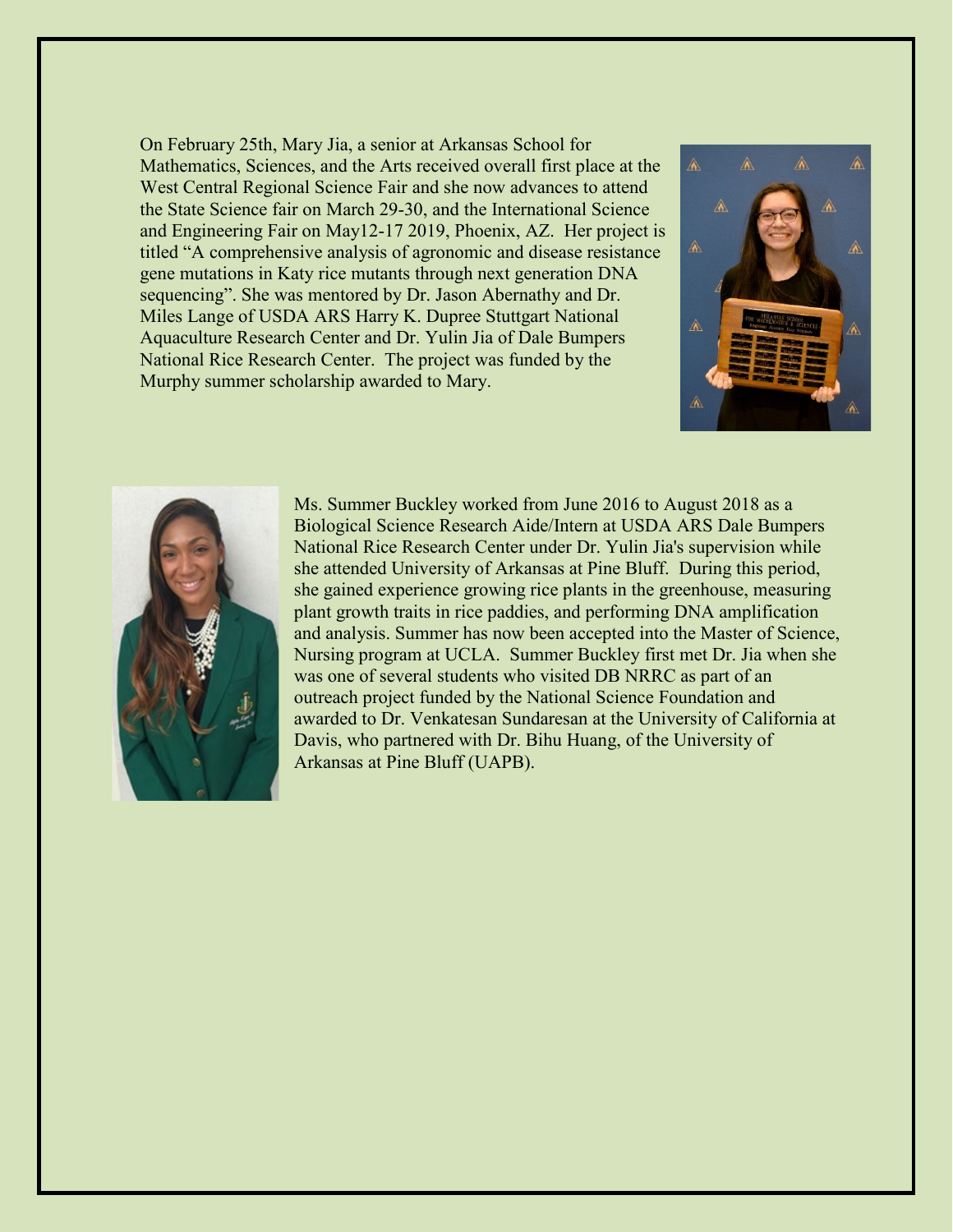On February 25th, Mary Jia, a senior at Arkansas School for Mathematics, Sciences, and the Arts received overall first place at the West Central Regional Science Fair and she now advances to attend the State Science fair on March 29-30, and the International Science and Engineering Fair on May12-17 2019, Phoenix, AZ. Her project is titled "A comprehensive analysis of agronomic and disease resistance gene mutations in Katy rice mutants through next generation DNA sequencing". She was mentored by Dr. Jason Abernathy and Dr. Miles Lange of USDA ARS Harry K. Dupree Stuttgart National Aquaculture Research Center and Dr. Yulin Jia of Dale Bumpers National Rice Research Center. The project was funded by the Murphy summer scholarship awarded to Mary.

Ms. Summer Buckley worked from June 2016 to August 2018 as a Biological Science Research Aide/Intern at USDA ARS Dale Bumpers National Rice Research Center under Dr. Yulin Jia's supervision while she attended University of Arkansas at Pine Bluff. During this period, she gained experience growing rice plants in the greenhouse, measuring plant growth traits in rice paddies, and performing DNA amplification and analysis. Summer has now been accepted into the Master of Science, Nursing program at UCLA. Summer Buckley first met Dr. Jia when she was one of several students who visited DB NRRC as part of an outreach project funded by the National Science Foundation and awarded to Dr. Venkatesan Sundaresan at the University of California at Davis, who partnered with Dr. Bihu Huang, of the University of Arkansas at Pine Bluff (UAPB).